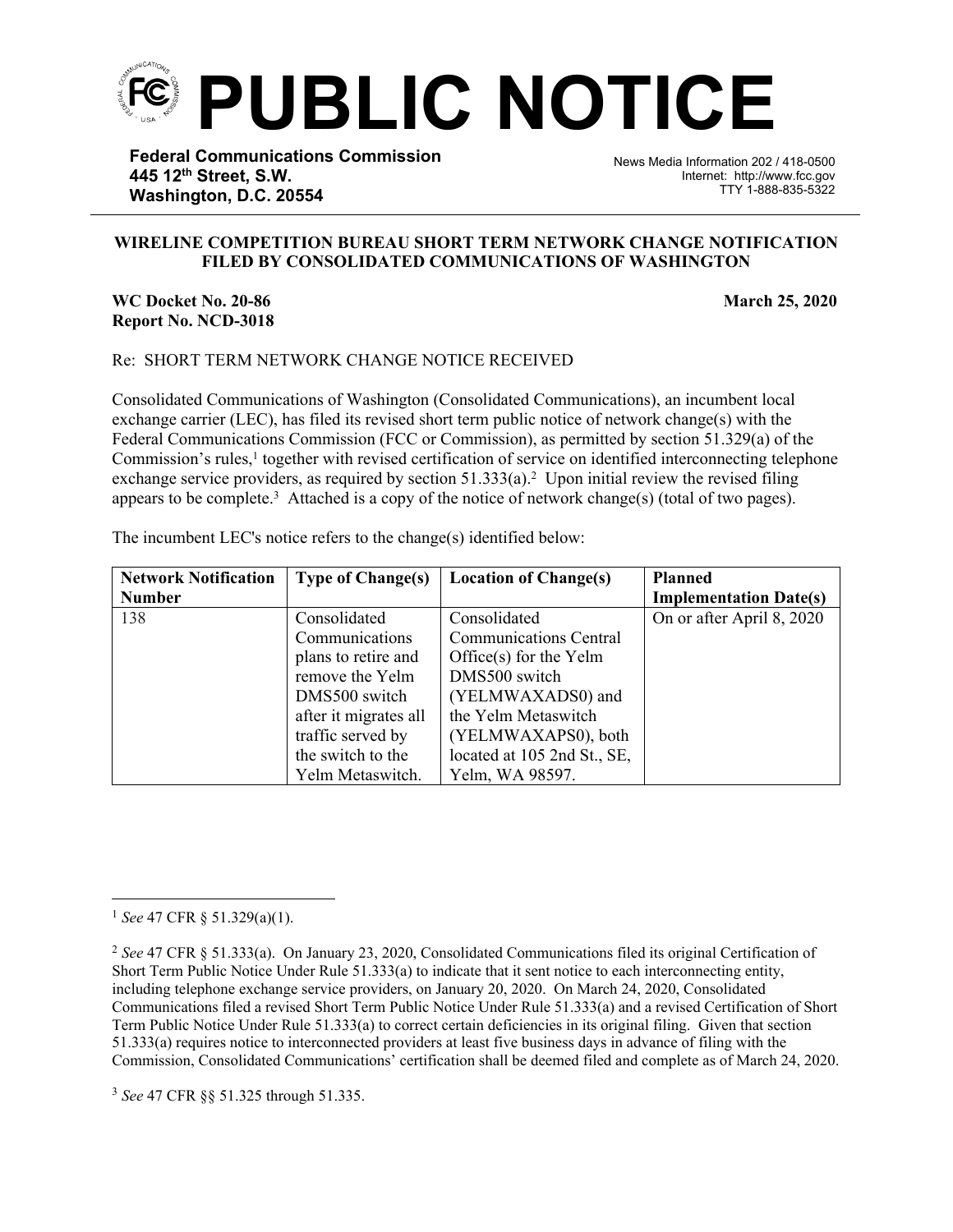# PUBLIC NOTICE

**Federal Communications Commission**
**445 12th Street, S.W.**
**Washington, D.C. 20554**

News Media Information 202 / 418-0500
Internet: http://www.fcc.gov
TTY 1-888-835-5322

**WIRELINE COMPETITION BUREAU SHORT TERM NETWORK CHANGE NOTIFICATION FILED BY CONSOLIDATED COMMUNICATIONS OF WASHINGTON**

**WC Docket No. 20-86**
**Report No. NCD-3018**

**March 25, 2020**

Re: SHORT TERM NETWORK CHANGE NOTICE RECEIVED

Consolidated Communications of Washington (Consolidated Communications), an incumbent local exchange carrier (LEC), has filed its revised short term public notice of network change(s) with the Federal Communications Commission (FCC or Commission), as permitted by section 51.329(a) of the Commission's rules,[1] together with revised certification of service on identified interconnecting telephone exchange service providers, as required by section 51.333(a).[2] Upon initial review the revised filing appears to be complete.[3] Attached is a copy of the notice of network change(s) (total of two pages).

The incumbent LEC's notice refers to the change(s) identified below:

| Network Notification Number | Type of Change(s) | Location of Change(s) | Planned Implementation Date(s) |
| --- | --- | --- | --- |
| 138 | Consolidated Communications plans to retire and remove the Yelm DMS500 switch after it migrates all traffic served by the switch to the Yelm Metaswitch. | Consolidated Communications Central Office(s) for the Yelm DMS500 switch (YELMWAXADS0) and the Yelm Metaswitch (YELMWAXAPS0), both located at 105 2nd St., SE, Yelm, WA 98597. | On or after April 8, 2020 |

---

[1] *See* 47 CFR § 51.329(a)(1).

[2] *See* 47 CFR § 51.333(a). On January 23, 2020, Consolidated Communications filed its original Certification of Short Term Public Notice Under Rule 51.333(a) to indicate that it sent notice to each interconnecting entity, including telephone exchange service providers, on January 20, 2020. On March 24, 2020, Consolidated Communications filed a revised Short Term Public Notice Under Rule 51.333(a) and a revised Certification of Short Term Public Notice Under Rule 51.333(a) to correct certain deficiencies in its original filing. Given that section 51.333(a) requires notice to interconnected providers at least five business days in advance of filing with the Commission, Consolidated Communications' certification shall be deemed filed and complete as of March 24, 2020.

[3] *See* 47 CFR §§ 51.325 through 51.335.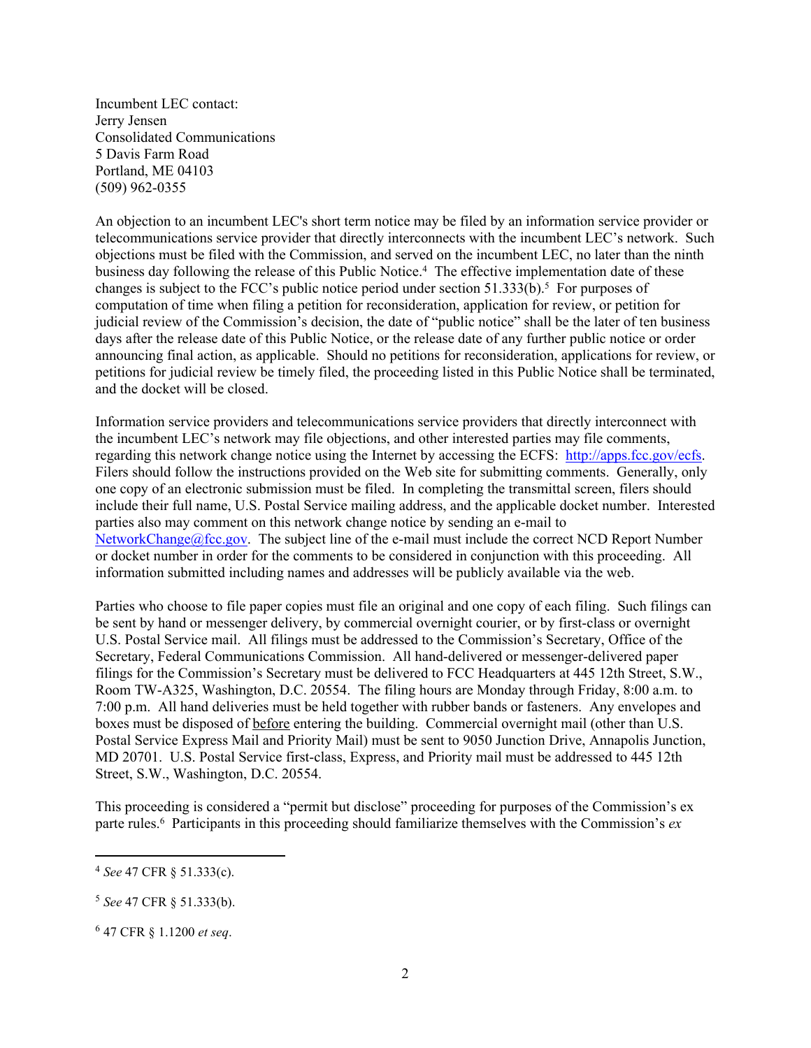Incumbent LEC contact:
Jerry Jensen
Consolidated Communications
5 Davis Farm Road
Portland, ME 04103
(509) 962-0355

An objection to an incumbent LEC's short term notice may be filed by an information service provider or telecommunications service provider that directly interconnects with the incumbent LEC's network. Such objections must be filed with the Commission, and served on the incumbent LEC, no later than the ninth business day following the release of this Public Notice.[4] The effective implementation date of these changes is subject to the FCC's public notice period under section 51.333(b).[5] For purposes of computation of time when filing a petition for reconsideration, application for review, or petition for judicial review of the Commission's decision, the date of "public notice" shall be the later of ten business days after the release date of this Public Notice, or the release date of any further public notice or order announcing final action, as applicable. Should no petitions for reconsideration, applications for review, or petitions for judicial review be timely filed, the proceeding listed in this Public Notice shall be terminated, and the docket will be closed.

Information service providers and telecommunications service providers that directly interconnect with the incumbent LEC's network may file objections, and other interested parties may file comments, regarding this network change notice using the Internet by accessing the ECFS: [http://apps.fcc.gov/ecfs](http://apps.fcc.gov/ecfs). Filers should follow the instructions provided on the Web site for submitting comments. Generally, only one copy of an electronic submission must be filed. In completing the transmittal screen, filers should include their full name, U.S. Postal Service mailing address, and the applicable docket number. Interested parties also may comment on this network change notice by sending an e-mail to [NetworkChange@fcc.gov](mailto:NetworkChange@fcc.gov). The subject line of the e-mail must include the correct NCD Report Number or docket number in order for the comments to be considered in conjunction with this proceeding. All information submitted including names and addresses will be publicly available via the web.

Parties who choose to file paper copies must file an original and one copy of each filing. Such filings can be sent by hand or messenger delivery, by commercial overnight courier, or by first-class or overnight U.S. Postal Service mail. All filings must be addressed to the Commission's Secretary, Office of the Secretary, Federal Communications Commission. All hand-delivered or messenger-delivered paper filings for the Commission's Secretary must be delivered to FCC Headquarters at 445 12th Street, S.W., Room TW-A325, Washington, D.C. 20554. The filing hours are Monday through Friday, 8:00 a.m. to 7:00 p.m. All hand deliveries must be held together with rubber bands or fasteners. Any envelopes and boxes must be disposed of <u>before</u> entering the building. Commercial overnight mail (other than U.S. Postal Service Express Mail and Priority Mail) must be sent to 9050 Junction Drive, Annapolis Junction, MD 20701. U.S. Postal Service first-class, Express, and Priority mail must be addressed to 445 12th Street, S.W., Washington, D.C. 20554.

This proceeding is considered a "permit but disclose" proceeding for purposes of the Commission's ex parte rules.[6] Participants in this proceeding should familiarize themselves with the Commission's *ex*

---

[4] *See* 47 CFR § 51.333(c).

[5] *See* 47 CFR § 51.333(b).

[6] 47 CFR § 1.1200 *et seq*.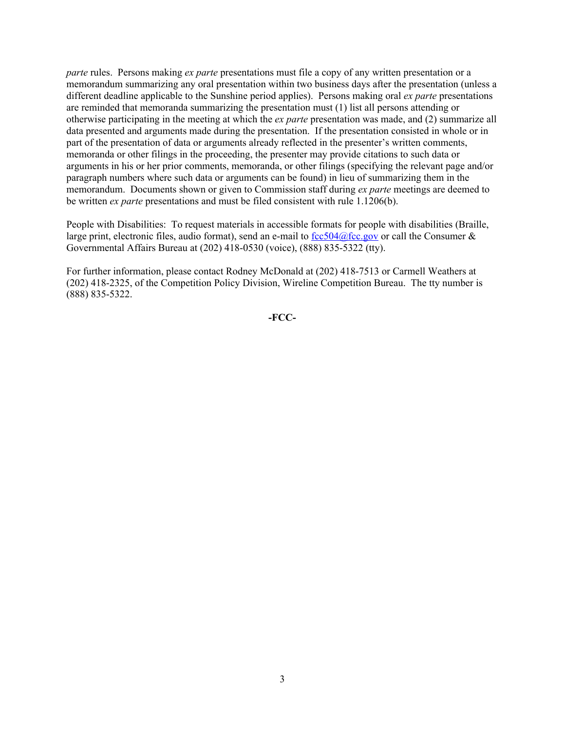*parte* rules. Persons making *ex parte* presentations must file a copy of any written presentation or a memorandum summarizing any oral presentation within two business days after the presentation (unless a different deadline applicable to the Sunshine period applies). Persons making oral *ex parte* presentations are reminded that memoranda summarizing the presentation must (1) list all persons attending or otherwise participating in the meeting at which the *ex parte* presentation was made, and (2) summarize all data presented and arguments made during the presentation. If the presentation consisted in whole or in part of the presentation of data or arguments already reflected in the presenter's written comments, memoranda or other filings in the proceeding, the presenter may provide citations to such data or arguments in his or her prior comments, memoranda, or other filings (specifying the relevant page and/or paragraph numbers where such data or arguments can be found) in lieu of summarizing them in the memorandum. Documents shown or given to Commission staff during *ex parte* meetings are deemed to be written *ex parte* presentations and must be filed consistent with rule 1.1206(b).

People with Disabilities: To request materials in accessible formats for people with disabilities (Braille, large print, electronic files, audio format), send an e-mail to fcc504@fcc.gov or call the Consumer & Governmental Affairs Bureau at (202) 418-0530 (voice), (888) 835-5322 (tty).

For further information, please contact Rodney McDonald at (202) 418-7513 or Carmell Weathers at (202) 418-2325, of the Competition Policy Division, Wireline Competition Bureau. The tty number is (888) 835-5322.

**-FCC-**